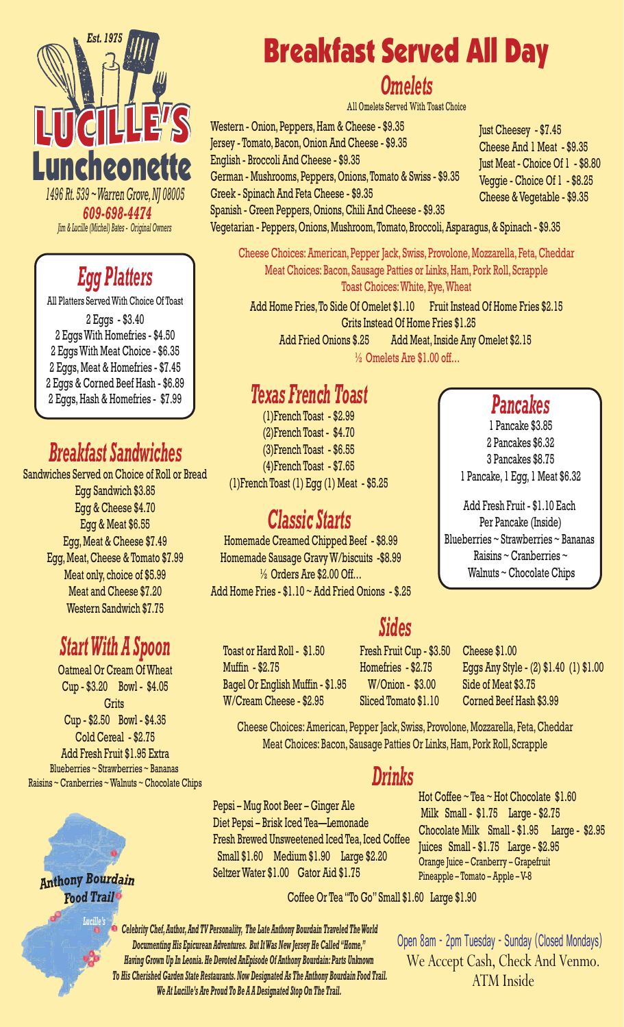Est. 1975

# Lucille's Luncheonette

*1496 Rt. 539 ~ Warren Grove, NJ 08005*

**609-698-4474**

*Jim & Lucille (Michel) Bates - Original Owners*

## Egg Platters

All Platters Served With Choice Of Toast

2 Eggs - $3.40
2 Eggs With Homefries - $4.50
2 Eggs With Meat Choice - $6.35
2 Eggs, Meat & Homefries - $7.45
2 Eggs & Corned Beef Hash - $6.89
2 Eggs, Hash & Homefries - $7.99

## Breakfast Sandwiches

Sandwiches Served on Choice of Roll or Bread

Egg Sandwich $3.85
Egg & Cheese $4.70
Egg & Meat $6.55
Egg, Meat & Cheese $7.49
Egg, Meat, Cheese & Tomato $7.99
Meat only, choice of $5.99
Meat and Cheese $7.20
Western Sandwich $7.75

## Start With A Spoon

Oatmeal Or Cream Of Wheat
Cup - $3.20 Bowl - $4.05

Grits
Cup - $2.50 Bowl - $4.35

Cold Cereal - $2.75

Add Fresh Fruit $1.95 Extra

Blueberries ~ Strawberries ~ Bananas
Raisins ~ Cranberries ~ Walnuts ~ Chocolate Chips

# Breakfast Served All Day

## Omelets

All Omelets Served With Toast Choice

Western - Onion, Peppers, Ham & Cheese - $9.35
Jersey - Tomato, Bacon, Onion And Cheese - $9.35
English - Broccoli And Cheese - $9.35
German - Mushrooms, Peppers, Onions, Tomato & Swiss - $9.35
Greek - Spinach And Feta Cheese - $9.35
Spanish - Green Peppers, Onions, Chili And Cheese - $9.35
Vegetarian - Peppers, Onions, Mushroom, Tomato, Broccoli, Asparagus, & Spinach - $9.35

Just Cheesey - $7.45
Cheese And 1 Meat - $9.35
Just Meat - Choice Of 1 - $8.80
Veggie - Choice Of 1 - $8.25
Cheese & Vegetable - $9.35

Cheese Choices: American, Pepper Jack, Swiss, Provolone, Mozzarella, Feta, Cheddar
Meat Choices: Bacon, Sausage Patties or Links, Ham, Pork Roll, Scrapple
Toast Choices: White, Rye, Wheat

Add Home Fries, To Side Of Omelet $1.10 Fruit Instead Of Home Fries $2.15
Grits Instead Of Home Fries $1.25
Add Fried Onions $.25 Add Meat, Inside Any Omelet $2.15
½ Omelets Are $1.00 off...

## Texas French Toast

(1)French Toast - $2.99
(2)French Toast - $4.70
(3)French Toast - $6.55
(4)French Toast - $7.65
(1)French Toast (1) Egg (1) Meat - $5.25

## Classic Starts

Homemade Creamed Chipped Beef - $8.99
Homemade Sausage Gravy W/biscuits - $8.99
½ Orders Are $2.00 Off...
Add Home Fries - $1.10 ~ Add Fried Onions - $.25

## Pancakes

1 Pancake $3.85
2 Pancakes $6.32
3 Pancakes $8.75
1 Pancake, 1 Egg, 1 Meat $6.32

Add Fresh Fruit - $1.10 Each Per Pancake (Inside)
Blueberries ~ Strawberries ~ Bananas
Raisins ~ Cranberries ~ Walnuts ~ Chocolate Chips

## Sides

Toast or Hard Roll - $1.50
Muffin - $2.75
Bagel Or English Muffin - $1.95
W/Cream Cheese - $2.95

Fresh Fruit Cup - $3.50
Homefries - $2.75
W/Onion - $3.00
Sliced Tomato $1.10

Cheese $1.00
Eggs Any Style - (2) $1.40 (1) $1.00
Side of Meat $3.75
Corned Beef Hash $3.99

Cheese Choices: American, Pepper Jack, Swiss, Provolone, Mozzarella, Feta, Cheddar
Meat Choices: Bacon, Sausage Patties Or Links, Ham, Pork Roll, Scrapple

## Drinks

Pepsi – Mug Root Beer – Ginger Ale
Diet Pepsi – Brisk Iced Tea—Lemonade
Fresh Brewed Unsweetened Iced Tea, Iced Coffee
Small $1.60 Medium $1.90 Large $2.20
Seltzer Water $1.00 Gator Aid $1.75

Hot Coffee ~ Tea ~ Hot Chocolate $1.60
Milk Small - $1.75 Large - $2.75
Chocolate Milk Small - $1.95 Large - $2.95
Juices Small - $1.75 Large - $2.95
Orange Juice – Cranberry – Grapefruit
Pineapple – Tomato – Apple – V-8

Coffee Or Tea "To Go" Small $1.60 Large $1.90

**Anthony Bourdain Food Trail**

Lucille's

*Celebrity Chef, Author, And TV Personality, The Late Anthony Bourdain Traveled The World Documenting His Epicurean Adventures. But It Was New Jersey He Called "Home," Having Grown Up In Leonia. He Devoted AnEpisode Of Anthony Bourdain: Parts Unknown To His Cherished Garden State Restaurants. Now Designated As The Anthony Bourdain Food Trail. We At Lucille's Are Proud To Be A A Designated Stop On The Trail.*

Open 8am - 2pm Tuesday - Sunday (Closed Mondays)
We Accept Cash, Check And Venmo.
ATM Inside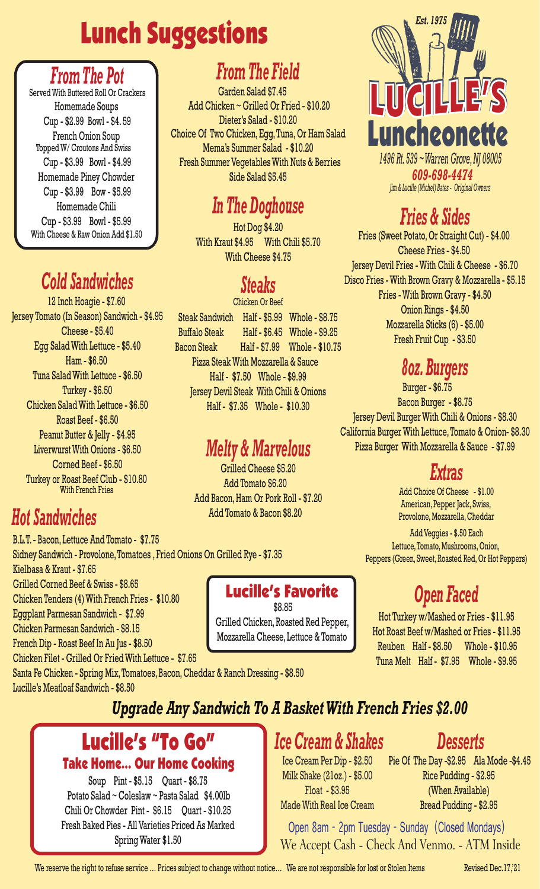# Lunch Suggestions

## From The Pot

Served With Buttered Roll Or Crackers

Homemade Soups
Cup - $2.99 Bowl - $4. 59

French Onion Soup
Topped W/ Croutons And Swiss
Cup - $3.99 Bowl - $4.99

Homemade Piney Chowder
Cup - $3.99 Bow - $5.99

Homemade Chili
Cup - $3.99 Bowl - $5.99
With Cheese & Raw Onion Add $1.50

## From The Field

Garden Salad $7.45
Add Chicken ~ Grilled Or Fried - $10.20
Dieter's Salad - $10.20
Choice Of Two Chicken, Egg, Tuna, Or Ham Salad
Mema's Summer Salad - $10.20
Fresh Summer Vegetables With Nuts & Berries
Side Salad $5.45

## In The Doghouse

Hot Dog $4.20
With Kraut $4.95 With Chili $5.70
With Cheese $4.75

## Steaks

Chicken Or Beef

Steak Sandwich Half - $5.99 Whole - $8.75
Buffalo Steak Half - $6.45 Whole - $9.25
Bacon Steak Half - $7.99 Whole - $10.75
Pizza Steak With Mozzarella & Sauce
Half - $7.50 Whole - $9.99
Jersey Devil Steak With Chili & Onions
Half - $7.35 Whole - $10.30

## Melty & Marvelous

Grilled Cheese $5.20
Add Tomato $6.20
Add Bacon, Ham Or Pork Roll - $7.20
Add Tomato & Bacon $8.20

## Cold Sandwiches

12 Inch Hoagie - $7.60
Jersey Tomato (In Season) Sandwich - $4.95
Cheese - $5.40
Egg Salad With Lettuce - $5.40
Ham - $6.50
Tuna Salad With Lettuce - $6.50
Turkey - $6.50
Chicken Salad With Lettuce - $6.50
Roast Beef - $6.50
Peanut Butter & Jelly - $4.95
Liverwurst With Onions - $6.50
Corned Beef - $6.50
Turkey or Roast Beef Club - $10.80
With French Fries

## Hot Sandwiches

B.L.T. - Bacon, Lettuce And Tomato - $7.75
Sidney Sandwich - Provolone, Tomatoes , Fried Onions On Grilled Rye - $7.35
Kielbasa & Kraut - $7.65
Grilled Corned Beef & Swiss - $8.65
Chicken Tenders (4) With French Fries - $10.80
Eggplant Parmesan Sandwich - $7.99
Chicken Parmesan Sandwich - $8.15
French Dip - Roast Beef In Au Jus - $8.50
Chicken Filet - Grilled Or Fried With Lettuce - $7.65
Santa Fe Chicken - Spring Mix, Tomatoes, Bacon, Cheddar & Ranch Dressing - $8.50
Lucille's Meatloaf Sandwich - $8.50

## Lucille's Favorite

$8.85
Grilled Chicken, Roasted Red Pepper, Mozzarella Cheese, Lettuce & Tomato

*Est. 1975*

# LUCILLE'S Luncheonette

*1496 Rt. 539 ~ Warren Grove, NJ 08005*
*609-698-4474*
*Jim & Lucille (Michel) Bates - Original Owners*

## Fries & Sides

Fries (Sweet Potato, Or Straight Cut) - $4.00
Cheese Fries - $4.50
Jersey Devil Fries - With Chili & Cheese - $6.70
Disco Fries - With Brown Gravy & Mozzarella - $5.15
Fries - With Brown Gravy - $4.50
Onion Rings - $4.50
Mozzarella Sticks (6) - $5.00
Fresh Fruit Cup - $3.50

## 8oz. Burgers

Burger - $6.75
Bacon Burger - $8.75
Jersey Devil Burger With Chili & Onions - $8.30
California Burger With Lettuce, Tomato & Onion- $8.30
Pizza Burger With Mozzarella & Sauce - $7.99

## Extras

Add Choice Of Cheese - $1.00
American, Pepper Jack, Swiss, Provolone, Mozzarella, Cheddar

Add Veggies - $.50 Each
Lettuce, Tomato, Mushrooms, Onion, Peppers (Green, Sweet, Roasted Red, Or Hot Peppers)

## Open Faced

Hot Turkey w/Mashed or Fries - $11.95
Hot Roast Beef w/Mashed or Fries - $11.95
Reuben Half - $8.50 Whole - $10.95
Tuna Melt Half - $7.95 Whole - $9.95

## *Upgrade Any Sandwich To A Basket With French Fries $2.00*

## Lucille's "To Go"

### Take Home... Our Home Cooking

Soup Pint - $5.15 Quart - $8.75
Potato Salad ~ Coleslaw ~ Pasta Salad $4.00lb
Chili Or Chowder Pint - $6.15 Quart - $10.25
Fresh Baked Pies - All Varieties Priced As Marked
Spring Water $1.50

## Ice Cream & Shakes

Ice Cream Per Dip - $2.50
Milk Shake (21oz.) - $5.00
Float - $3.95
Made With Real Ice Cream

## Desserts

Pie Of The Day -$2.95 Ala Mode -$4.45
Rice Pudding - $2.95
(When Available)
Bread Pudding - $2.95

Open 8am - 2pm Tuesday - Sunday (Closed Mondays)
We Accept Cash - Check And Venmo. - ATM Inside

We reserve the right to refuse service ... Prices subject to change without notice... We are not responsible for lost or Stolen Items

Revised Dec.17,'21